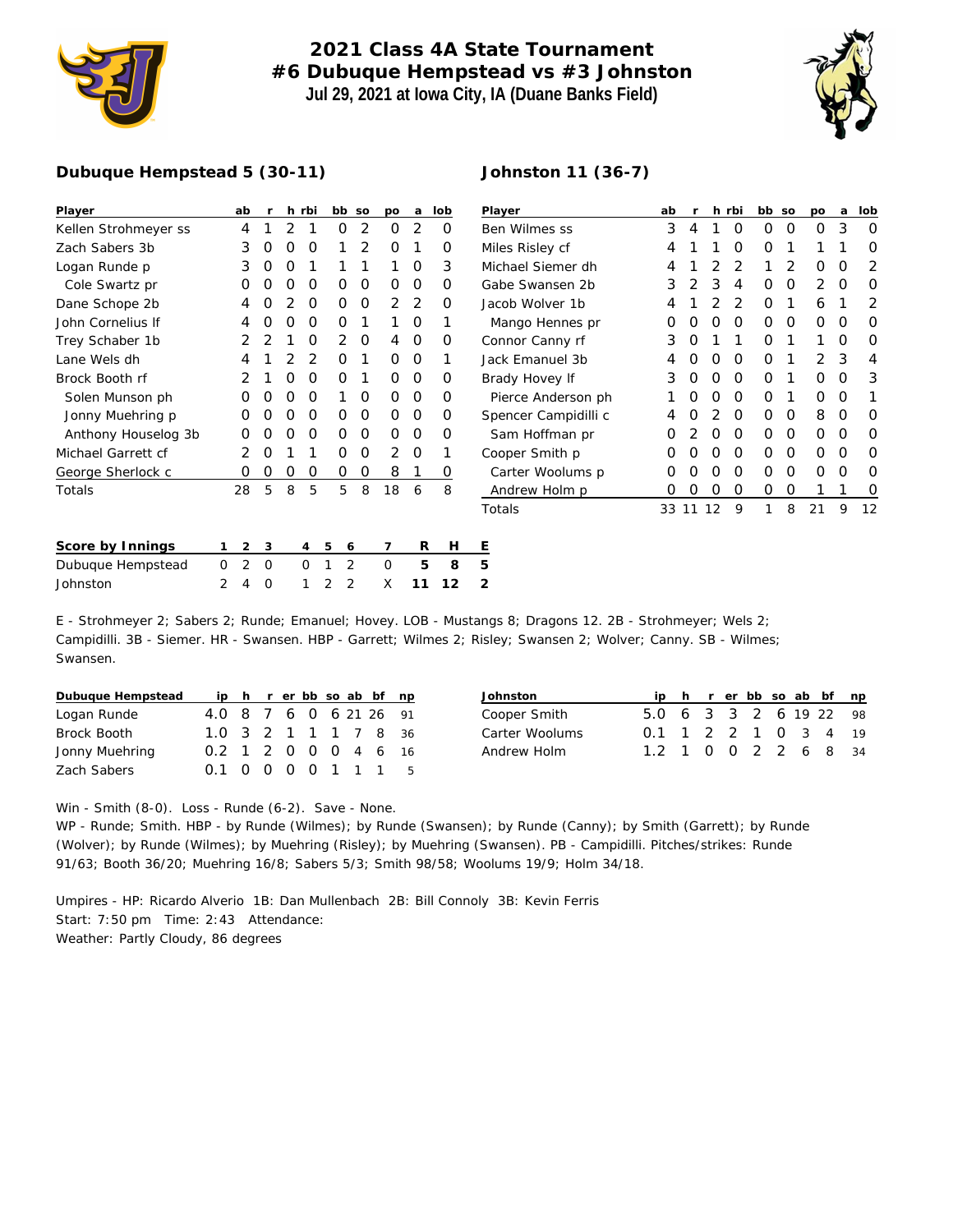# 2021 Class 4A State Tournament
## #6 Dubuque Hempstead vs #3 Johnston
### Jul 29, 2021 at Iowa City, IA (Duane Banks Field)

## Dubuque Hempstead 5 (30-11)

| Player | ab | r | h | rbi | bb | so | po | a | lob |
|---|---|---|---|---|---|---|---|---|---|
| Kellen Strohmeyer ss | 4 | 1 | 2 | 1 | 0 | 2 | 0 | 2 | 0 |
| Zach Sabers 3b | 3 | 0 | 0 | 0 | 1 | 2 | 0 | 1 | 0 |
| Logan Runde p | 3 | 0 | 0 | 1 | 1 | 1 | 1 | 0 | 3 |
| Cole Swartz pr | 0 | 0 | 0 | 0 | 0 | 0 | 0 | 0 | 0 |
| Dane Schope 2b | 4 | 0 | 2 | 0 | 0 | 0 | 2 | 2 | 0 |
| John Cornelius lf | 4 | 0 | 0 | 0 | 0 | 1 | 1 | 0 | 1 |
| Trey Schaber 1b | 2 | 2 | 1 | 0 | 2 | 0 | 4 | 0 | 0 |
| Lane Wels dh | 4 | 1 | 2 | 2 | 0 | 1 | 0 | 0 | 1 |
| Brock Booth rf | 2 | 1 | 0 | 0 | 0 | 1 | 0 | 0 | 0 |
| Solen Munson ph | 0 | 0 | 0 | 0 | 1 | 0 | 0 | 0 | 0 |
| Jonny Muehring p | 0 | 0 | 0 | 0 | 0 | 0 | 0 | 0 | 0 |
| Anthony Houselog 3b | 0 | 0 | 0 | 0 | 0 | 0 | 0 | 0 | 0 |
| Michael Garrett cf | 2 | 0 | 1 | 1 | 0 | 0 | 2 | 0 | 1 |
| George Sherlock c | 0 | 0 | 0 | 0 | 0 | 0 | 8 | 1 | 0 |
| Totals | 28 | 5 | 8 | 5 | 5 | 8 | 18 | 6 | 8 |

## Johnston 11 (36-7)

| Player | ab | r | h | rbi | bb | so | po | a | lob |
|---|---|---|---|---|---|---|---|---|---|
| Ben Wilmes ss | 3 | 4 | 1 | 0 | 0 | 0 | 0 | 3 | 0 |
| Miles Risley cf | 4 | 1 | 1 | 0 | 0 | 1 | 1 | 1 | 0 |
| Michael Siemer dh | 4 | 1 | 2 | 2 | 1 | 2 | 0 | 0 | 2 |
| Gabe Swansen 2b | 3 | 2 | 3 | 4 | 0 | 0 | 2 | 0 | 0 |
| Jacob Wolver 1b | 4 | 1 | 2 | 2 | 0 | 1 | 6 | 1 | 2 |
| Mango Hennes pr | 0 | 0 | 0 | 0 | 0 | 0 | 0 | 0 | 0 |
| Connor Canny rf | 3 | 0 | 1 | 1 | 0 | 1 | 1 | 0 | 0 |
| Jack Emanuel 3b | 4 | 0 | 0 | 0 | 0 | 1 | 2 | 3 | 4 |
| Brady Hovey lf | 3 | 0 | 0 | 0 | 0 | 1 | 0 | 0 | 3 |
| Pierce Anderson ph | 1 | 0 | 0 | 0 | 0 | 1 | 0 | 0 | 1 |
| Spencer Campidilli c | 4 | 0 | 2 | 0 | 0 | 0 | 8 | 0 | 0 |
| Sam Hoffman pr | 0 | 2 | 0 | 0 | 0 | 0 | 0 | 0 | 0 |
| Cooper Smith p | 0 | 0 | 0 | 0 | 0 | 0 | 0 | 0 | 0 |
| Carter Woolums p | 0 | 0 | 0 | 0 | 0 | 0 | 0 | 0 | 0 |
| Andrew Holm p | 0 | 0 | 0 | 0 | 0 | 0 | 1 | 1 | 0 |
| Totals | 33 | 11 | 12 | 9 | 1 | 8 | 21 | 9 | 12 |

| Score by Innings | 1 | 2 | 3 | 4 | 5 | 6 | 7 | R | H | E |
|---|---|---|---|---|---|---|---|---|---|---|
| Dubuque Hempstead | 0 | 2 | 0 | 0 | 1 | 2 | 0 | 5 | 8 | 5 |
| Johnston | 2 | 4 | 0 | 1 | 2 | 2 | X | 11 | 12 | 2 |

E - Strohmeyer 2; Sabers 2; Runde; Emanuel; Hovey. LOB - Mustangs 8; Dragons 12. 2B - Strohmeyer; Wels 2; Campidilli. 3B - Siemer. HR - Swansen. HBP - Garrett; Wilmes 2; Risley; Swansen 2; Wolver; Canny. SB - Wilmes; Swansen.

| Dubuque Hempstead | ip | h | r | er | bb | so | ab | bf | np |
|---|---|---|---|---|---|---|---|---|---|
| Logan Runde | 4.0 | 8 | 7 | 6 | 0 | 6 | 21 | 26 | 91 |
| Brock Booth | 1.0 | 3 | 2 | 1 | 1 | 1 | 7 | 8 | 36 |
| Jonny Muehring | 0.2 | 1 | 2 | 0 | 0 | 0 | 4 | 6 | 16 |
| Zach Sabers | 0.1 | 0 | 0 | 0 | 0 | 1 | 1 | 1 | 5 |

| Johnston | ip | h | r | er | bb | so | ab | bf | np |
|---|---|---|---|---|---|---|---|---|---|
| Cooper Smith | 5.0 | 6 | 3 | 3 | 2 | 6 | 19 | 22 | 98 |
| Carter Woolums | 0.1 | 1 | 2 | 2 | 1 | 0 | 3 | 4 | 19 |
| Andrew Holm | 1.2 | 1 | 0 | 0 | 2 | 2 | 6 | 8 | 34 |

Win - Smith (8-0). Loss - Runde (6-2). Save - None.
WP - Runde; Smith. HBP - by Runde (Wilmes); by Runde (Swansen); by Runde (Canny); by Smith (Garrett); by Runde (Wolver); by Runde (Wilmes); by Muehring (Risley); by Muehring (Swansen). PB - Campidilli. Pitches/strikes: Runde 91/63; Booth 36/20; Muehring 16/8; Sabers 5/3; Smith 98/58; Woolums 19/9; Holm 34/18.

Umpires - HP: Ricardo Alverio 1B: Dan Mullenbach 2B: Bill Connoly 3B: Kevin Ferris
Start: 7:50 pm Time: 2:43 Attendance:
Weather: Partly Cloudy, 86 degrees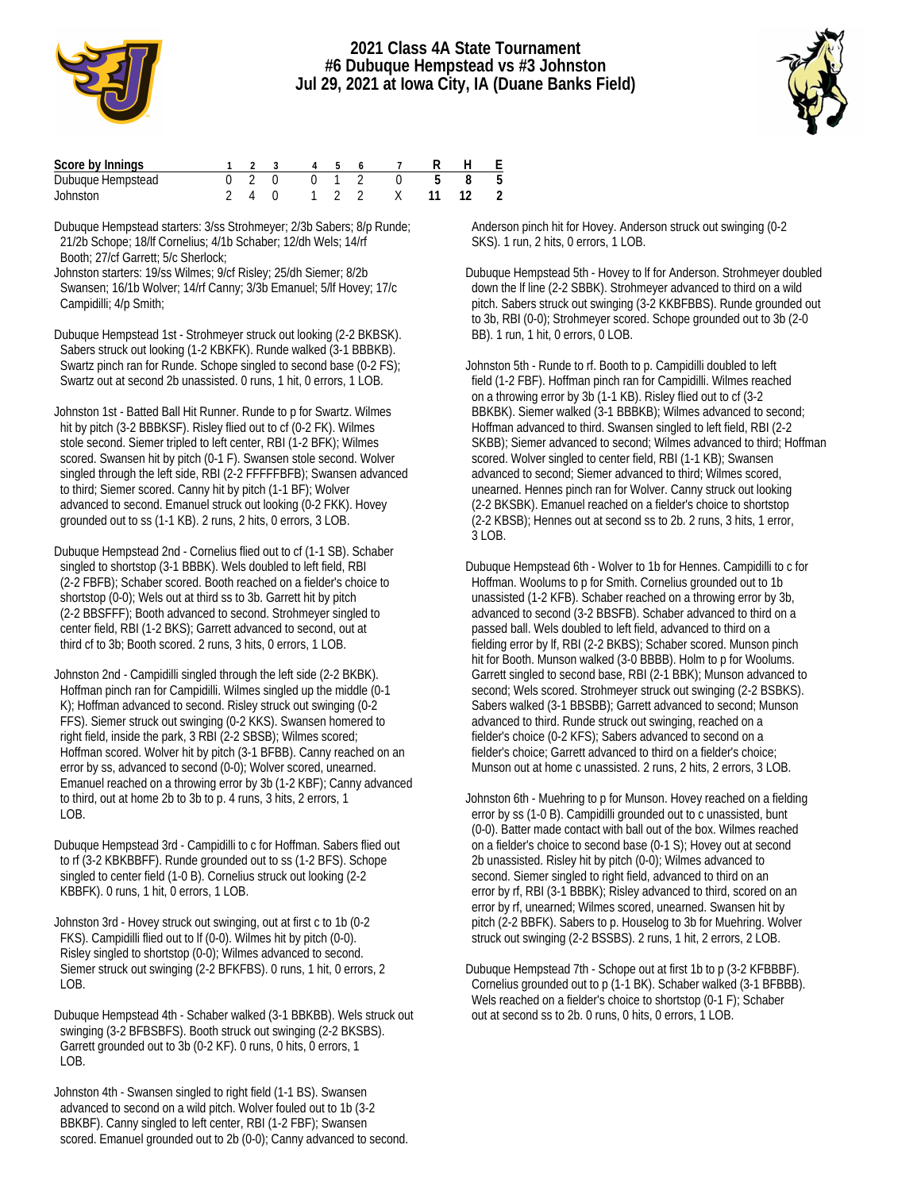# 2021 Class 4A State Tournament
## #6 Dubuque Hempstead vs #3 Johnston
## Jul 29, 2021 at Iowa City, IA (Duane Banks Field)

| Score by Innings | 1 | 2 | 3 | 4 | 5 | 6 | 7 | R | H | E |
|---|---|---|---|---|---|---|---|---|---|---|
| Dubuque Hempstead | 0 | 2 | 0 | 0 | 1 | 2 | 0 | 5 | 8 | 5 |
| Johnston | 2 | 4 | 0 | 1 | 2 | 2 | X | 11 | 12 | 2 |

Dubuque Hempstead starters: 3/ss Strohmeyer; 2/3b Sabers; 8/p Runde; 21/2b Schope; 18/lf Cornelius; 4/1b Schaber; 12/dh Wels; 14/rf Booth; 27/cf Garrett; 5/c Sherlock;

Johnston starters: 19/ss Wilmes; 9/cf Risley; 25/dh Siemer; 8/2b Swansen; 16/1b Wolver; 14/rf Canny; 3/3b Emanuel; 5/lf Hovey; 17/c Campidilli; 4/p Smith;

Dubuque Hempstead 1st - Strohmeyer struck out looking (2-2 BKBSK). Sabers struck out looking (1-2 KBKFK). Runde walked (3-1 BBBKB). Swartz pinch ran for Runde. Schope singled to second base (0-2 FS); Swartz out at second 2b unassisted. 0 runs, 1 hit, 0 errors, 1 LOB.

Johnston 1st - Batted Ball Hit Runner. Runde to p for Swartz. Wilmes hit by pitch (3-2 BBBKSF). Risley flied out to cf (0-2 FK). Wilmes stole second. Siemer tripled to left center, RBI (1-2 BFK); Wilmes scored. Swansen hit by pitch (0-1 F). Swansen stole second. Wolver singled through the left side, RBI (2-2 FFFFFBFB); Swansen advanced to third; Siemer scored. Canny hit by pitch (1-1 BF); Wolver advanced to second. Emanuel struck out looking (0-2 FKK). Hovey grounded out to ss (1-1 KB). 2 runs, 2 hits, 0 errors, 3 LOB.

Dubuque Hempstead 2nd - Cornelius flied out to cf (1-1 SB). Schaber singled to shortstop (3-1 BBBK). Wels doubled to left field, RBI (2-2 FBFB); Schaber scored. Booth reached on a fielder's choice to shortstop (0-0); Wels out at third ss to 3b. Garrett hit by pitch (2-2 BBSFFF); Booth advanced to second. Strohmeyer singled to center field, RBI (1-2 BKS); Garrett advanced to second, out at third cf to 3b; Booth scored. 2 runs, 3 hits, 0 errors, 1 LOB.

Johnston 2nd - Campidilli singled through the left side (2-2 BKBK). Hoffman pinch ran for Campidilli. Wilmes singled up the middle (0-1 K); Hoffman advanced to second. Risley struck out swinging (0-2 FFS). Siemer struck out swinging (0-2 KKS). Swansen homered to right field, inside the park, 3 RBI (2-2 SBSB); Wilmes scored; Hoffman scored. Wolver hit by pitch (3-1 BFBB). Canny reached on an error by ss, advanced to second (0-0); Wolver scored, unearned. Emanuel reached on a throwing error by 3b (1-2 KBF); Canny advanced to third, out at home 2b to 3b to p. 4 runs, 3 hits, 2 errors, 1 LOB.

Dubuque Hempstead 3rd - Campidilli to c for Hoffman. Sabers flied out to rf (3-2 KBKBBFF). Runde grounded out to ss (1-2 BFS). Schope singled to center field (1-0 B). Cornelius struck out looking (2-2 KBBFK). 0 runs, 1 hit, 0 errors, 1 LOB.

Johnston 3rd - Hovey struck out swinging, out at first c to 1b (0-2 FKS). Campidilli flied out to lf (0-0). Wilmes hit by pitch (0-0). Risley singled to shortstop (0-0); Wilmes advanced to second. Siemer struck out swinging (2-2 BFKFBS). 0 runs, 1 hit, 0 errors, 2 LOB.

Dubuque Hempstead 4th - Schaber walked (3-1 BBKBB). Wels struck out swinging (3-2 BFBSBFS). Booth struck out swinging (2-2 BKSBS). Garrett grounded out to 3b (0-2 KF). 0 runs, 0 hits, 0 errors, 1 LOB.

Johnston 4th - Swansen singled to right field (1-1 BS). Swansen advanced to second on a wild pitch. Wolver fouled out to 1b (3-2 BBKBF). Canny singled to left center, RBI (1-2 FBF); Swansen scored. Emanuel grounded out to 2b (0-0); Canny advanced to second. Anderson pinch hit for Hovey. Anderson struck out swinging (0-2 SKS). 1 run, 2 hits, 0 errors, 1 LOB.

Dubuque Hempstead 5th - Hovey to lf for Anderson. Strohmeyer doubled down the lf line (2-2 SBBK). Strohmeyer advanced to third on a wild pitch. Sabers struck out swinging (3-2 KKBFBBS). Runde grounded out to 3b, RBI (0-0); Strohmeyer scored. Schope grounded out to 3b (2-0 BB). 1 run, 1 hit, 0 errors, 0 LOB.

Johnston 5th - Runde to rf. Booth to p. Campidilli doubled to left field (1-2 FBF). Hoffman pinch ran for Campidilli. Wilmes reached on a throwing error by 3b (1-1 KB). Risley flied out to cf (3-2 BBKBK). Siemer walked (3-1 BBBKB); Wilmes advanced to second; Hoffman advanced to third. Swansen singled to left field, RBI (2-2 SKBB); Siemer advanced to second; Wilmes advanced to third; Hoffman scored. Wolver singled to center field, RBI (1-1 KB); Swansen advanced to second; Siemer advanced to third; Wilmes scored, unearned. Hennes pinch ran for Wolver. Canny struck out looking (2-2 BKSBK). Emanuel reached on a fielder's choice to shortstop (2-2 KBSB); Hennes out at second ss to 2b. 2 runs, 3 hits, 1 error, 3 LOB.

Dubuque Hempstead 6th - Wolver to 1b for Hennes. Campidilli to c for Hoffman. Woolums to p for Smith. Cornelius grounded out to 1b unassisted (1-2 KFB). Schaber reached on a throwing error by 3b, advanced to second (3-2 BBSFB). Schaber advanced to third on a passed ball. Wels doubled to left field, advanced to third on a fielding error by lf, RBI (2-2 BKBS); Schaber scored. Munson pinch hit for Booth. Munson walked (3-0 BBBB). Holm to p for Woolums. Garrett singled to second base, RBI (2-1 BBK); Munson advanced to second; Wels scored. Strohmeyer struck out swinging (2-2 BSBKS). Sabers walked (3-1 BBSBB); Garrett advanced to second; Munson advanced to third. Runde struck out swinging, reached on a fielder's choice (0-2 KFS); Sabers advanced to second on a fielder's choice; Garrett advanced to third on a fielder's choice; Munson out at home c unassisted. 2 runs, 2 hits, 2 errors, 3 LOB.

Johnston 6th - Muehring to p for Munson. Hovey reached on a fielding error by ss (1-0 B). Campidilli grounded out to c unassisted, bunt (0-0). Batter made contact with ball out of the box. Wilmes reached on a fielder's choice to second base (0-1 S); Hovey out at second 2b unassisted. Risley hit by pitch (0-0); Wilmes advanced to second. Siemer singled to right field, advanced to third on an error by rf, RBI (3-1 BBBK); Risley advanced to third, scored on an error by rf, unearned; Wilmes scored, unearned. Swansen hit by pitch (2-2 BBFK). Sabers to p. Houselog to 3b for Muehring. Wolver struck out swinging (2-2 BSSBS). 2 runs, 1 hit, 2 errors, 2 LOB.

Dubuque Hempstead 7th - Schope out at first 1b to p (3-2 KFBBBF). Cornelius grounded out to p (1-1 BK). Schaber walked (3-1 BFBBB). Wels reached on a fielder's choice to shortstop (0-1 F); Schaber out at second ss to 2b. 0 runs, 0 hits, 0 errors, 1 LOB.